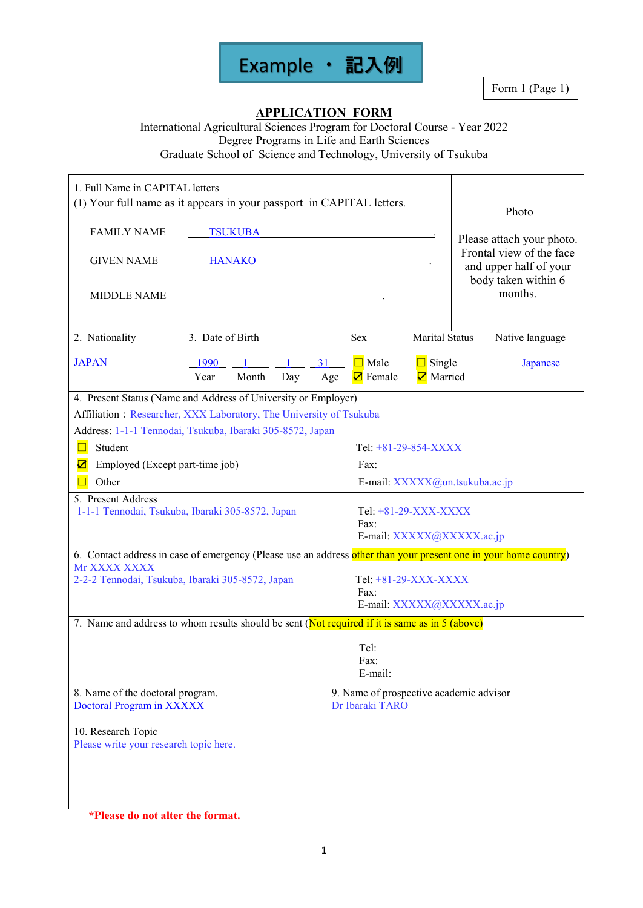Example ・ 記入例

Form 1 (Page 1)

# APPLICATION FORM

International Agricultural Sciences Program for Doctoral Course - Year 2022
Degree Programs in Life and Earth Sciences
Graduate School of Science and Technology, University of Tsukuba

**1. Full Name in CAPITAL letters**

(1) Your full name as it appears in your passport in CAPITAL letters.

| | |
|---|---|
| FAMILY NAME | TSUKUBA |
| GIVEN NAME | HANAKO |
| MIDDLE NAME | |

Photo

Please attach your photo. Frontal view of the face and upper half of your body taken within 6 months.

| 2. Nationality | 3. Date of Birth | | | | Sex | Marital Status | Native language |
|---|---|---|---|---|---|---|---|
| JAPAN | 1990 (Year) | 1 (Month) | 1 (Day) | 31 (Age) | ☐ Male ☑ Female | ☐ Single ☑ Married | Japanese |

**4. Present Status (Name and Address of University or Employer)**

Affiliation：Researcher, XXX Laboratory, The University of Tsukuba

Address: 1-1-1 Tennodai, Tsukuba, Ibaraki 305-8572, Japan

- ☐ Student
- ☑ Employed (Except part-time job)
- ☐ Other

Tel: +81-29-854-XXXX
Fax:
E-mail: XXXXX@un.tsukuba.ac.jp

**5. Present Address**

1-1-1 Tennodai, Tsukuba, Ibaraki 305-8572, Japan

Tel: +81-29-XXX-XXXX
Fax:
E-mail: XXXXX@XXXXX.ac.jp

**6. Contact address in case of emergency (Please use an address other than your present one in your home country)**

Mr XXXX XXXX
2-2-2 Tennodai, Tsukuba, Ibaraki 305-8572, Japan

Tel: +81-29-XXX-XXXX
Fax:
E-mail: XXXXX@XXXXX.ac.jp

**7. Name and address to whom results should be sent (Not required if it is same as in 5 (above))**

Tel:
Fax:
E-mail:

| 8. Name of the doctoral program. | 9. Name of prospective academic advisor |
|---|---|
| Doctoral Program in XXXXX | Dr Ibaraki TARO |

**10. Research Topic**

Please write your research topic here.

***Please do not alter the format.**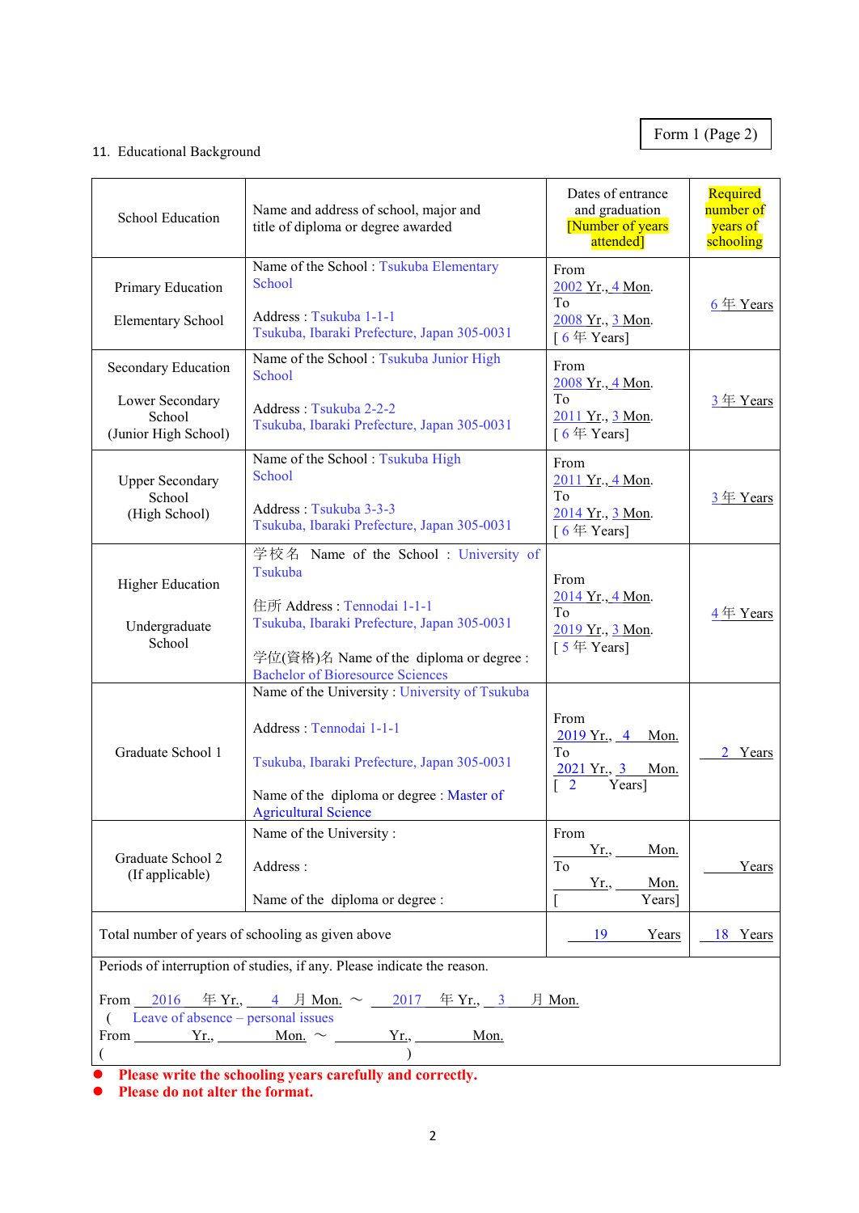Form 1 (Page 2)

11. Educational Background

| School Education | Name and address of school, major and title of diploma or degree awarded | Dates of entrance and graduation [Number of years attended] | Required number of years of schooling |
|---|---|---|---|
| Primary Education<br><br>Elementary School | Name of the School : Tsukuba Elementary School<br><br>Address : Tsukuba 1-1-1<br>Tsukuba, Ibaraki Prefecture, Japan 305-0031 | From<br>2002 Yr., 4 Mon.<br>To<br>2008 Yr., 3 Mon.<br>[ 6 年 Years] | 6 年 Years |
| Secondary Education<br><br>Lower Secondary School<br>(Junior High School) | Name of the School : Tsukuba Junior High School<br><br>Address : Tsukuba 2-2-2<br>Tsukuba, Ibaraki Prefecture, Japan 305-0031 | From<br>2008 Yr., 4 Mon.<br>To<br>2011 Yr., 3 Mon.<br>[ 6 年 Years] | 3 年 Years |
| Upper Secondary School<br>(High School) | Name of the School : Tsukuba High School<br><br>Address : Tsukuba 3-3-3<br>Tsukuba, Ibaraki Prefecture, Japan 305-0031 | From<br>2011 Yr., 4 Mon.<br>To<br>2014 Yr., 3 Mon.<br>[ 6 年 Years] | 3 年 Years |
| Higher Education<br><br>Undergraduate School | 学校名 Name of the School : University of Tsukuba<br><br>住所 Address : Tennodai 1-1-1<br>Tsukuba, Ibaraki Prefecture, Japan 305-0031<br><br>学位(資格)名 Name of the diploma or degree : Bachelor of Bioresource Sciences | From<br>2014 Yr., 4 Mon.<br>To<br>2019 Yr., 3 Mon.<br>[ 5 年 Years] | 4 年 Years |
| Graduate School 1 | Name of the University : University of Tsukuba<br><br>Address : Tennodai 1-1-1<br><br>Tsukuba, Ibaraki Prefecture, Japan 305-0031<br><br>Name of the diploma or degree : Master of Agricultural Science | From<br>2019 Yr., 4 Mon.<br>To<br>2021 Yr., 3 Mon.<br>[ 2 Years] | 2 Years |
| Graduate School 2<br>(If applicable) | Name of the University :<br><br>Address :<br><br>Name of the diploma or degree : | From<br>Yr., Mon.<br>To<br>Yr., Mon.<br>[ Years] | Years |
| Total number of years of schooling as given above | | 19 Years | 18 Years |

Periods of interruption of studies, if any. Please indicate the reason.

From 2016 年 Yr., 4 月 Mon. ～ 2017 年 Yr., 3 月 Mon.
( Leave of absence – personal issues
From Yr., Mon. ～ Yr., Mon.
( )

- **Please write the schooling years carefully and correctly.**
- **Please do not alter the format.**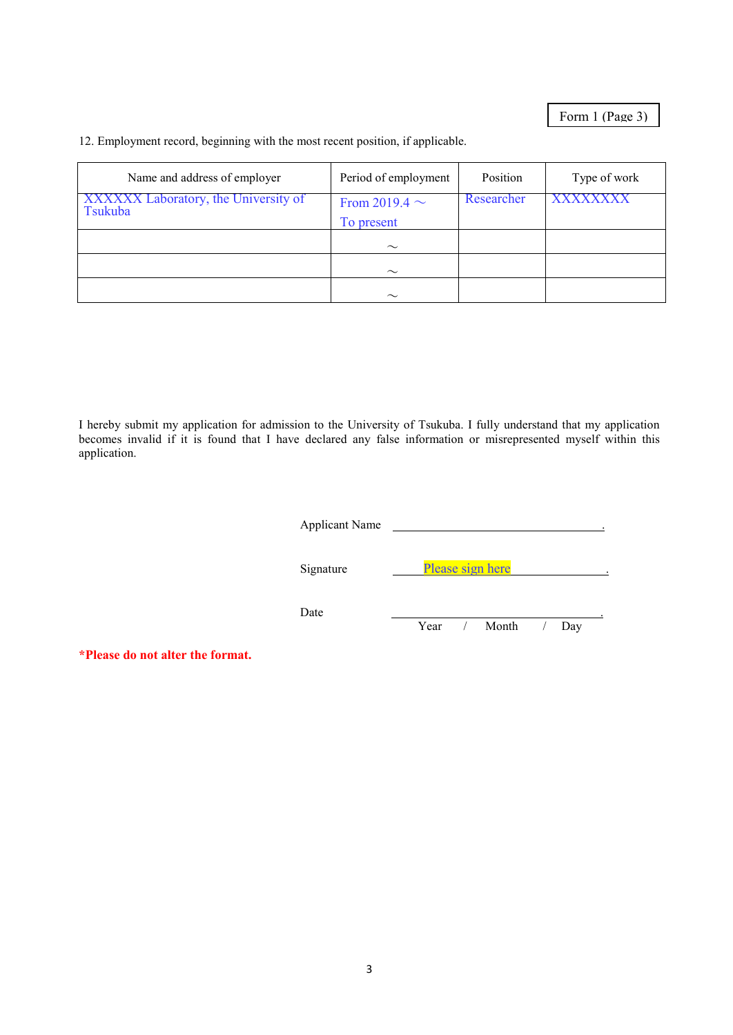Form 1 (Page 3)

12. Employment record, beginning with the most recent position, if applicable.

| Name and address of employer | Period of employment | Position | Type of work |
|---|---|---|---|
| XXXXXX Laboratory, the University of Tsukuba | From 2019.4 ～ To present | Researcher | XXXXXXXX |
| | ～ | | |
| | ～ | | |
| | ～ | | |

I hereby submit my application for admission to the University of Tsukuba. I fully understand that my application becomes invalid if it is found that I have declared any false information or misrepresented myself within this application.

Applicant Name \_\_\_\_\_\_\_\_\_\_\_\_\_\_\_\_\_\_\_\_\_\_\_\_\_\_\_\_\_\_.

Signature \_\_\_\_\_Please sign here\_\_\_\_\_\_\_\_\_\_\_\_\_\_.

Date \_\_\_\_\_\_\_\_\_\_\_\_\_\_\_\_\_\_\_\_\_\_\_\_\_\_\_\_\_\_.
Year / Month / Day

**\*Please do not alter the format.**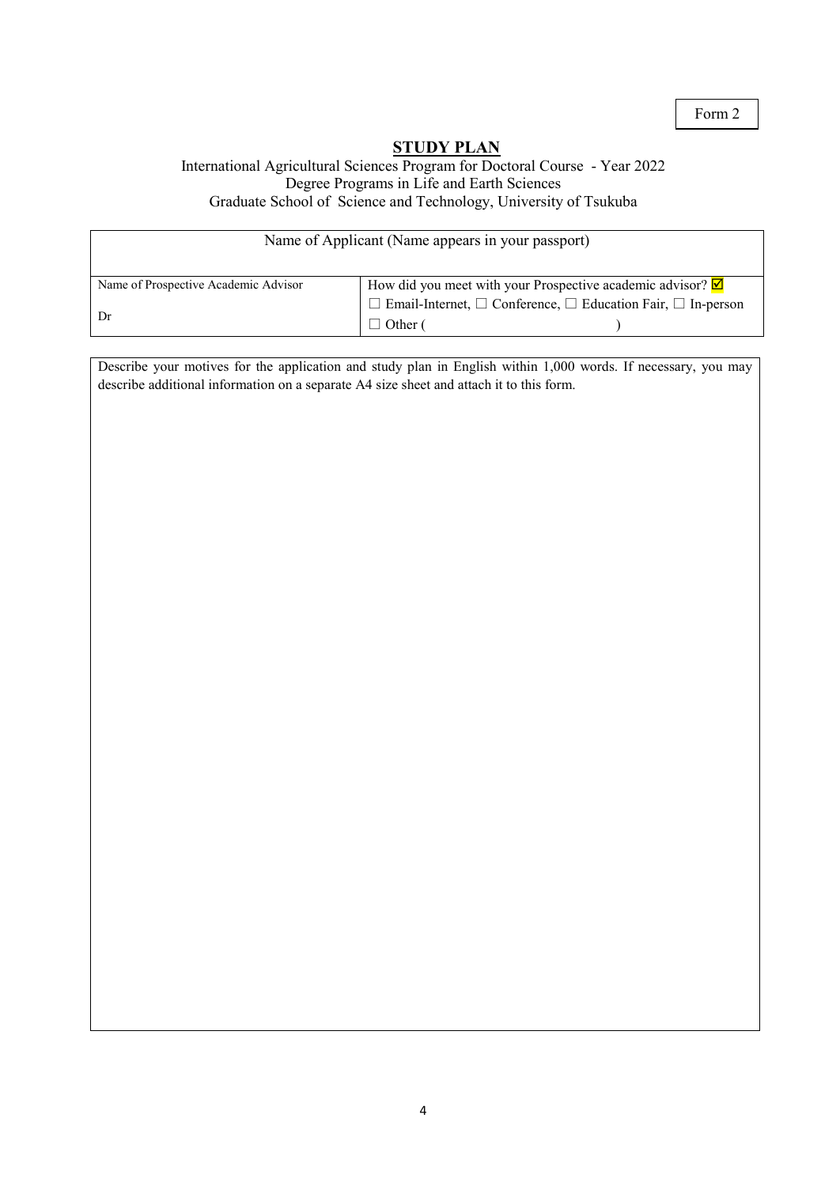Form 2

# STUDY PLAN

International Agricultural Sciences Program for Doctoral Course - Year 2022
Degree Programs in Life and Earth Sciences
Graduate School of Science and Technology, University of Tsukuba

| Name of Applicant (Name appears in your passport) | |
|---|---|
| Name of Prospective Academic Advisor<br><br>Dr | How did you meet with your Prospective academic advisor? ☑<br>☐ Email-Internet, ☐ Conference, ☐ Education Fair, ☐ In-person<br>☐ Other ( ) |

Describe your motives for the application and study plan in English within 1,000 words. If necessary, you may describe additional information on a separate A4 size sheet and attach it to this form.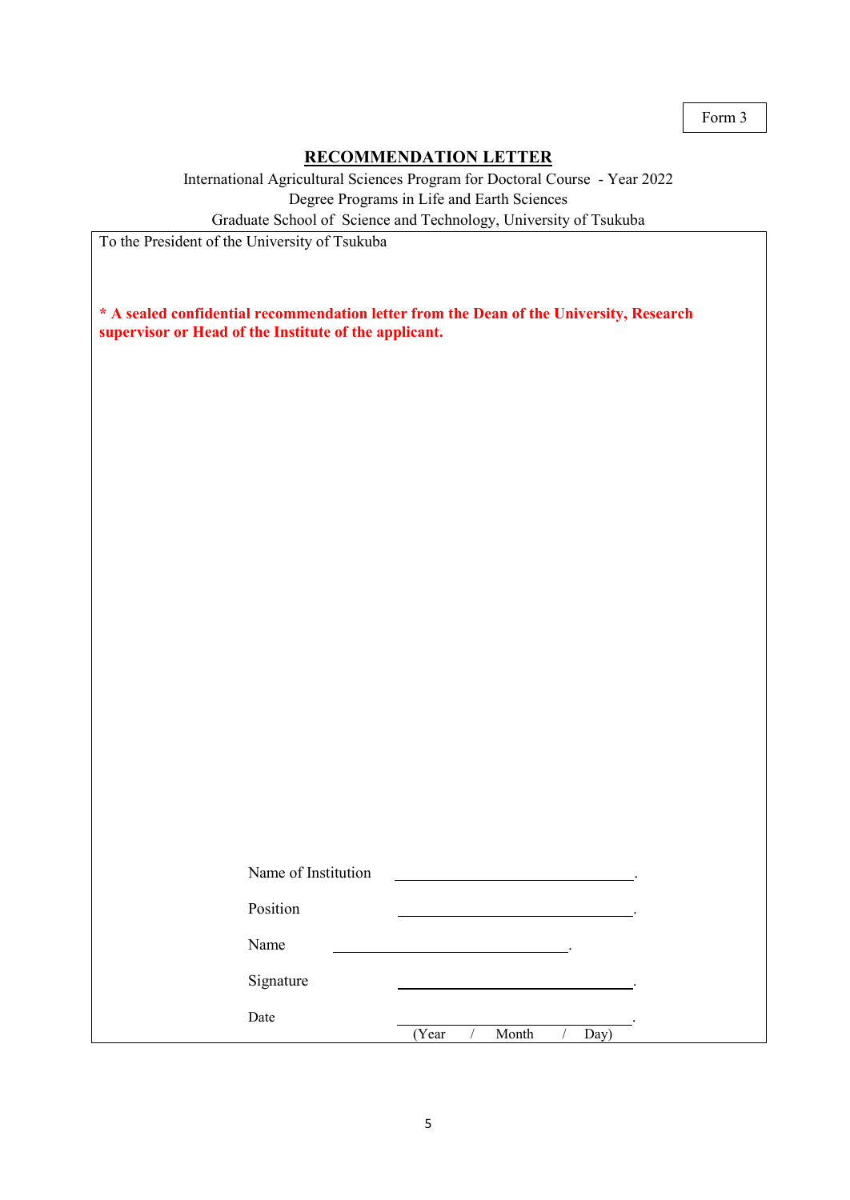Form 3

# RECOMMENDATION LETTER

International Agricultural Sciences Program for Doctoral Course - Year 2022
Degree Programs in Life and Earth Sciences
Graduate School of Science and Technology, University of Tsukuba

To the President of the University of Tsukuba

**\* A sealed confidential recommendation letter from the Dean of the University, Research supervisor or Head of the Institute of the applicant.**

Name of Institution ______________________________.

Position ______________________________.

Name ______________________________.

Signature ______________________________.

Date ______________________________.
(Year / Month / Day)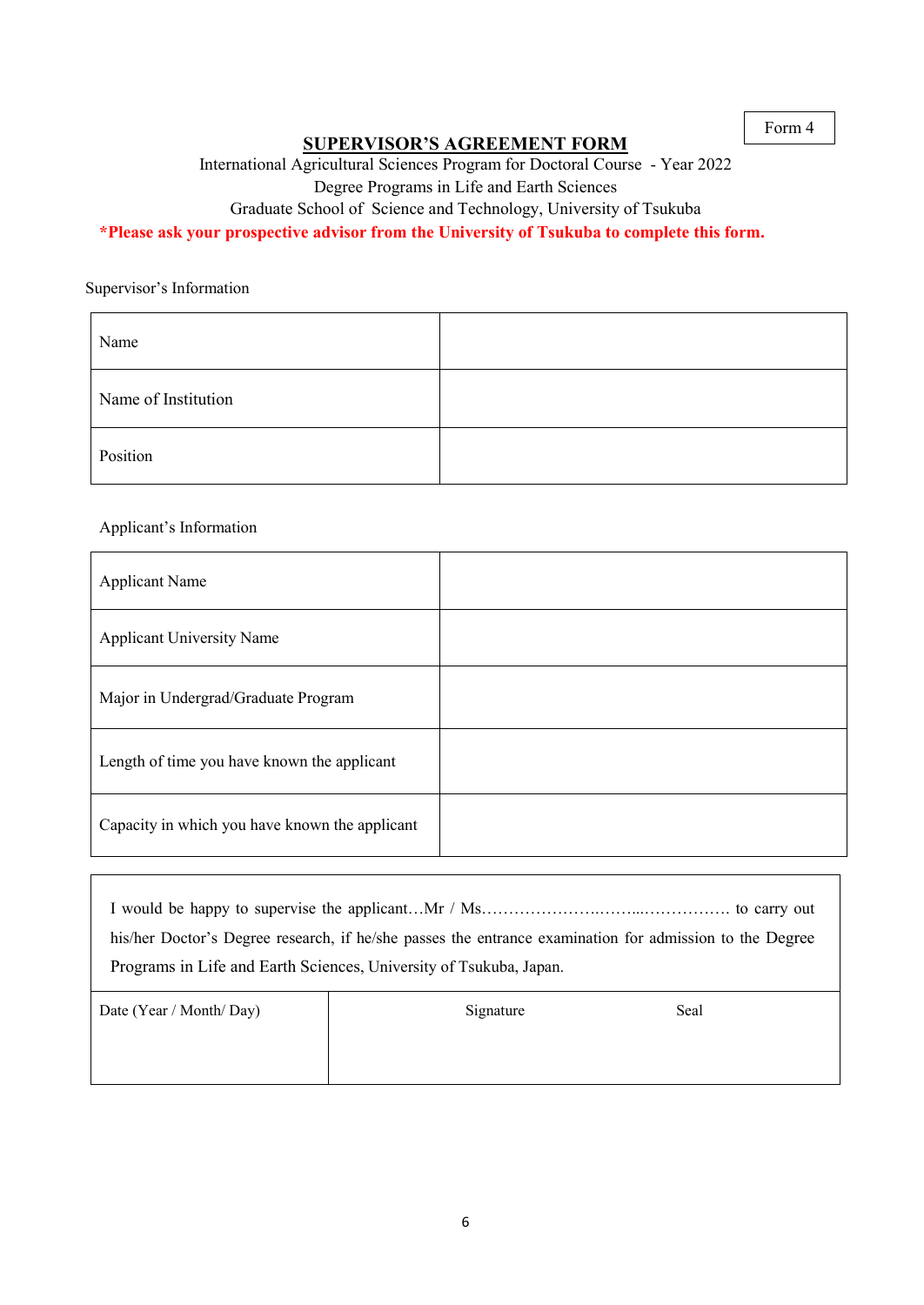Form 4

# SUPERVISOR'S AGREEMENT FORM

International Agricultural Sciences Program for Doctoral Course - Year 2022

Degree Programs in Life and Earth Sciences

Graduate School of Science and Technology, University of Tsukuba

**\*Please ask your prospective advisor from the University of Tsukuba to complete this form.**

Supervisor's Information

| | |
|---|---|
| Name | |
| Name of Institution | |
| Position | |

Applicant's Information

| | |
|---|---|
| Applicant Name | |
| Applicant University Name | |
| Major in Undergrad/Graduate Program | |
| Length of time you have known the applicant | |
| Capacity in which you have known the applicant | |

I would be happy to supervise the applicant…Mr / Ms…………………….……...……………. to carry out his/her Doctor's Degree research, if he/she passes the entrance examination for admission to the Degree Programs in Life and Earth Sciences, University of Tsukuba, Japan.

| Date (Year / Month/ Day) | Signature | Seal |
|---|---|---|
| | | |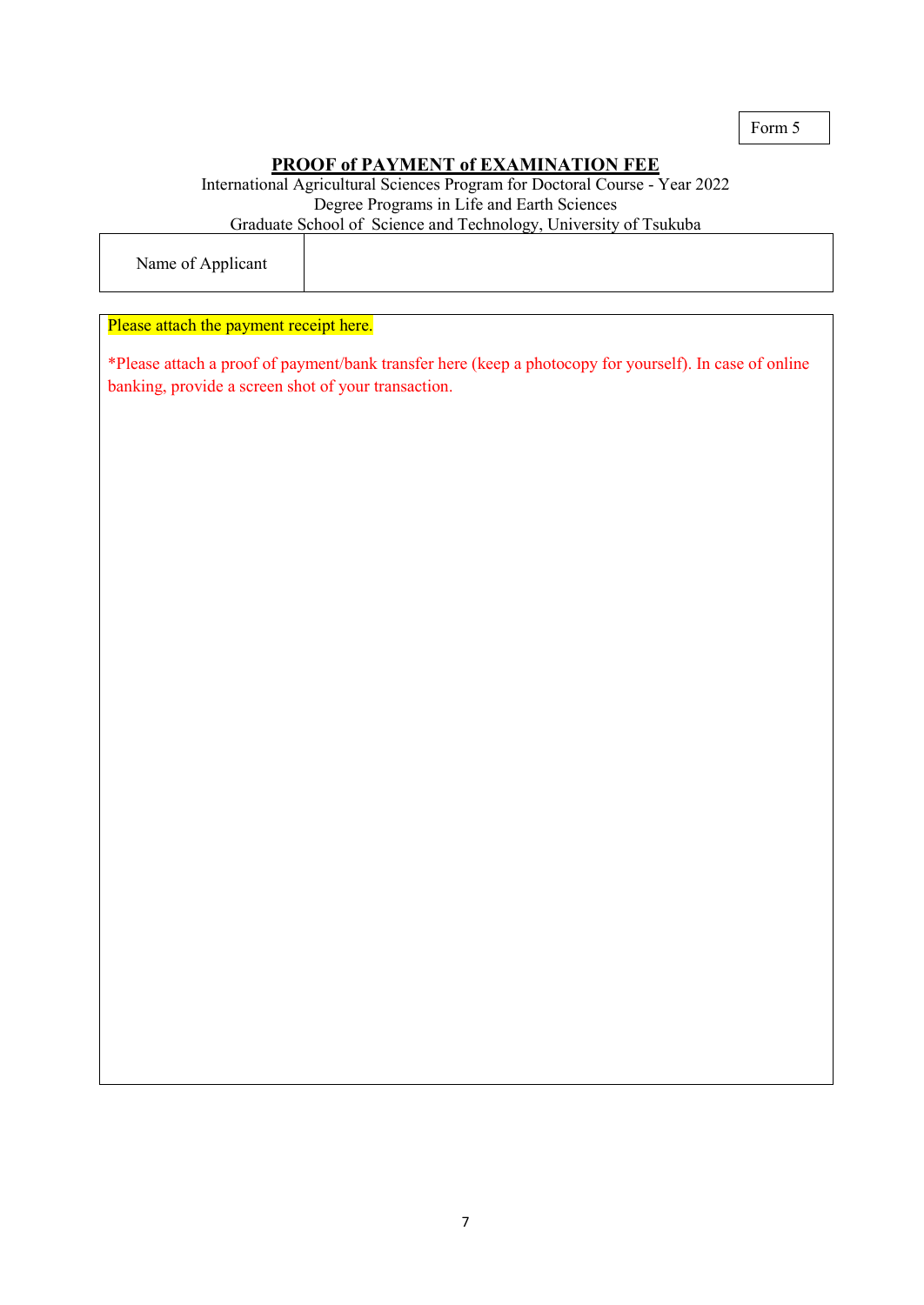Form 5

# PROOF of PAYMENT of EXAMINATION FEE

International Agricultural Sciences Program for Doctoral Course - Year 2022
Degree Programs in Life and Earth Sciences
Graduate School of Science and Technology, University of Tsukuba

| Name of Applicant | |
|---|---|

Please attach the payment receipt here.

*Please attach a proof of payment/bank transfer here (keep a photocopy for yourself). In case of online banking, provide a screen shot of your transaction.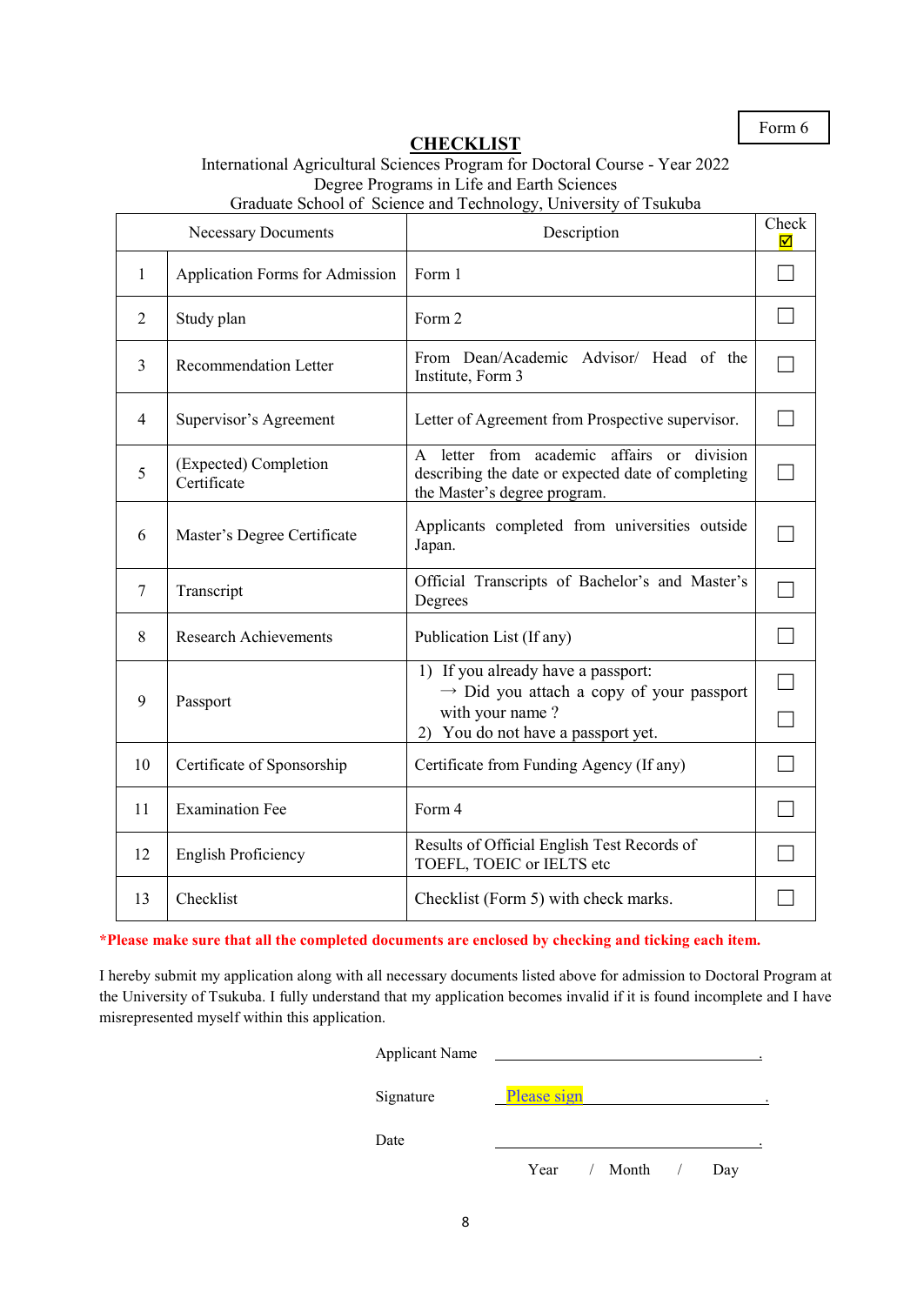Form 6

# CHECKLIST

International Agricultural Sciences Program for Doctoral Course - Year 2022
Degree Programs in Life and Earth Sciences
Graduate School of Science and Technology, University of Tsukuba

| | Necessary Documents | Description | Check ☑ |
|---|---|---|---|
| 1 | Application Forms for Admission | Form 1 | ☐ |
| 2 | Study plan | Form 2 | ☐ |
| 3 | Recommendation Letter | From Dean/Academic Advisor/ Head of the Institute, Form 3 | ☐ |
| 4 | Supervisor's Agreement | Letter of Agreement from Prospective supervisor. | ☐ |
| 5 | (Expected) Completion Certificate | A letter from academic affairs or division describing the date or expected date of completing the Master's degree program. | ☐ |
| 6 | Master's Degree Certificate | Applicants completed from universities outside Japan. | ☐ |
| 7 | Transcript | Official Transcripts of Bachelor's and Master's Degrees | ☐ |
| 8 | Research Achievements | Publication List (If any) | ☐ |
| 9 | Passport | 1) If you already have a passport: → Did you attach a copy of your passport with your name ? 2) You do not have a passport yet. | ☐ ☐ |
| 10 | Certificate of Sponsorship | Certificate from Funding Agency (If any) | ☐ |
| 11 | Examination Fee | Form 4 | ☐ |
| 12 | English Proficiency | Results of Official English Test Records of TOEFL, TOEIC or IELTS etc | ☐ |
| 13 | Checklist | Checklist (Form 5) with check marks. | ☐ |

**\*Please make sure that all the completed documents are enclosed by checking and ticking each item.**

I hereby submit my application along with all necessary documents listed above for admission to Doctoral Program at the University of Tsukuba. I fully understand that my application becomes invalid if it is found incomplete and I have misrepresented myself within this application.

Applicant Name ______________________________.

Signature Please sign ______________________________.

Date ______________________________.

Year / Month / Day